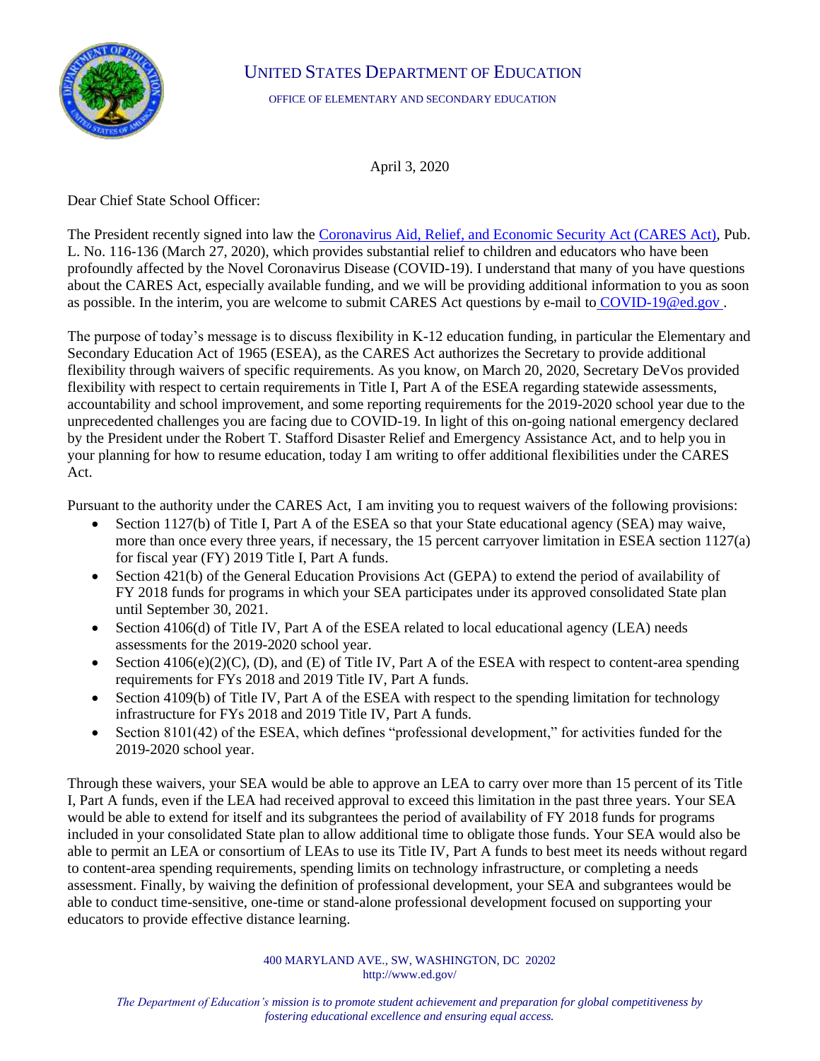# UNITED STATES DEPARTMENT OF EDUCATION

OFFICE OF ELEMENTARY AND SECONDARY EDUCATION

April 3, 2020

Dear Chief State School Officer:

The President recently signed into law the Coronavirus Aid, Relief, and Economic Security Act (CARES Act), Pub. L. No. 116-136 (March 27, 2020), which provides substantial relief to children and educators who have been profoundly affected by the Novel Coronavirus Disease (COVID-19). I understand that many of you have questions about the CARES Act, especially available funding, and we will be providing additional information to you as soon as possible. In the interim, you are welcome to submit CARES Act questions by e-mail to COVID-19@ed.gov.

The purpose of today's message is to discuss flexibility in K-12 education funding, in particular the Elementary and Secondary Education Act of 1965 (ESEA), as the CARES Act authorizes the Secretary to provide additional flexibility through waivers of specific requirements. As you know, on March 20, 2020, Secretary DeVos provided flexibility with respect to certain requirements in Title I, Part A of the ESEA regarding statewide assessments, accountability and school improvement, and some reporting requirements for the 2019-2020 school year due to the unprecedented challenges you are facing due to COVID-19. In light of this on-going national emergency declared by the President under the Robert T. Stafford Disaster Relief and Emergency Assistance Act, and to help you in your planning for how to resume education, today I am writing to offer additional flexibilities under the CARES Act.

Pursuant to the authority under the CARES Act, I am inviting you to request waivers of the following provisions:

- Section 1127(b) of Title I, Part A of the ESEA so that your State educational agency (SEA) may waive, more than once every three years, if necessary, the 15 percent carryover limitation in ESEA section 1127(a) for fiscal year (FY) 2019 Title I, Part A funds.
- Section 421(b) of the General Education Provisions Act (GEPA) to extend the period of availability of FY 2018 funds for programs in which your SEA participates under its approved consolidated State plan until September 30, 2021.
- Section 4106(d) of Title IV, Part A of the ESEA related to local educational agency (LEA) needs assessments for the 2019-2020 school year.
- Section 4106(e)(2)(C), (D), and (E) of Title IV, Part A of the ESEA with respect to content-area spending requirements for FYs 2018 and 2019 Title IV, Part A funds.
- Section 4109(b) of Title IV, Part A of the ESEA with respect to the spending limitation for technology infrastructure for FYs 2018 and 2019 Title IV, Part A funds.
- Section 8101(42) of the ESEA, which defines "professional development," for activities funded for the 2019-2020 school year.

Through these waivers, your SEA would be able to approve an LEA to carry over more than 15 percent of its Title I, Part A funds, even if the LEA had received approval to exceed this limitation in the past three years. Your SEA would be able to extend for itself and its subgrantees the period of availability of FY 2018 funds for programs included in your consolidated State plan to allow additional time to obligate those funds. Your SEA would also be able to permit an LEA or consortium of LEAs to use its Title IV, Part A funds to best meet its needs without regard to content-area spending requirements, spending limits on technology infrastructure, or completing a needs assessment. Finally, by waiving the definition of professional development, your SEA and subgrantees would be able to conduct time-sensitive, one-time or stand-alone professional development focused on supporting your educators to provide effective distance learning.

400 MARYLAND AVE., SW, WASHINGTON, DC 20202
http://www.ed.gov/

*The Department of Education's mission is to promote student achievement and preparation for global competitiveness by fostering educational excellence and ensuring equal access.*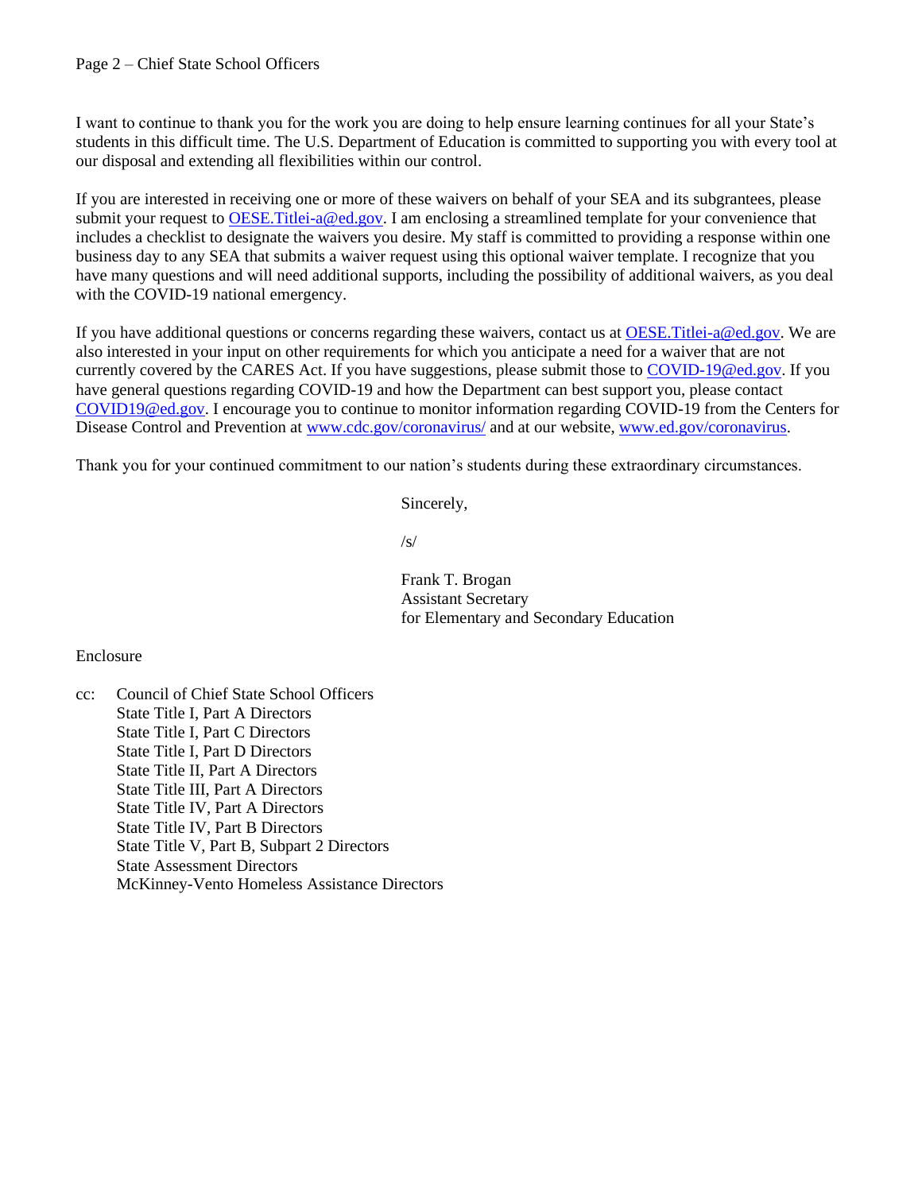I want to continue to thank you for the work you are doing to help ensure learning continues for all your State's students in this difficult time. The U.S. Department of Education is committed to supporting you with every tool at our disposal and extending all flexibilities within our control.

If you are interested in receiving one or more of these waivers on behalf of your SEA and its subgrantees, please submit your request to OESE.Titlei-a@ed.gov. I am enclosing a streamlined template for your convenience that includes a checklist to designate the waivers you desire. My staff is committed to providing a response within one business day to any SEA that submits a waiver request using this optional waiver template. I recognize that you have many questions and will need additional supports, including the possibility of additional waivers, as you deal with the COVID-19 national emergency.

If you have additional questions or concerns regarding these waivers, contact us at OESE.Titlei-a@ed.gov. We are also interested in your input on other requirements for which you anticipate a need for a waiver that are not currently covered by the CARES Act. If you have suggestions, please submit those to COVID-19@ed.gov. If you have general questions regarding COVID-19 and how the Department can best support you, please contact COVID19@ed.gov. I encourage you to continue to monitor information regarding COVID-19 from the Centers for Disease Control and Prevention at www.cdc.gov/coronavirus/ and at our website, www.ed.gov/coronavirus.

Thank you for your continued commitment to our nation's students during these extraordinary circumstances.

Sincerely,

/s/

Frank T. Brogan
Assistant Secretary
for Elementary and Secondary Education

Enclosure

cc: Council of Chief State School Officers
State Title I, Part A Directors
State Title I, Part C Directors
State Title I, Part D Directors
State Title II, Part A Directors
State Title III, Part A Directors
State Title IV, Part A Directors
State Title IV, Part B Directors
State Title V, Part B, Subpart 2 Directors
State Assessment Directors
McKinney-Vento Homeless Assistance Directors